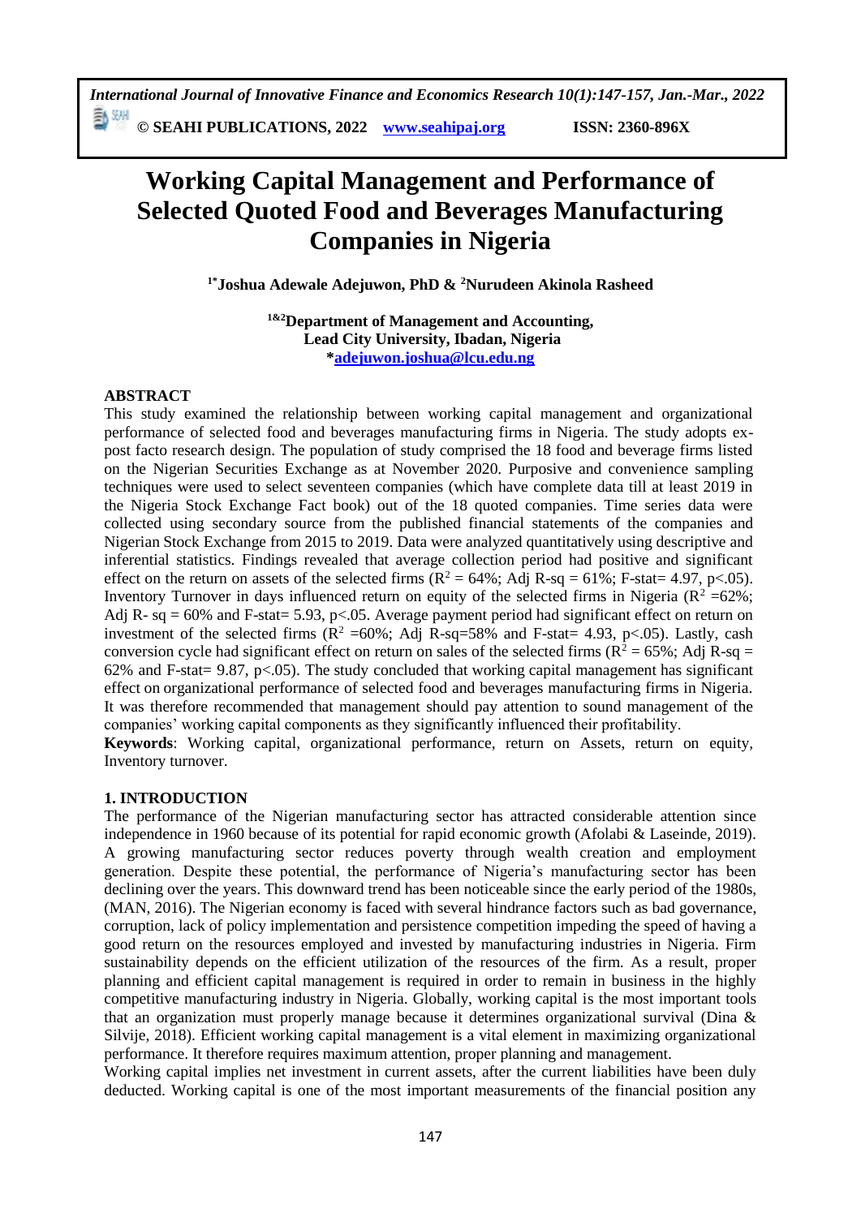# Working Capital Management and Performance of Selected Quoted Food and Beverages Manufacturing Companies in Nigeria

**[1*]Joshua Adewale Adejuwon, PhD & [2]Nurudeen Akinola Rasheed**

**[1&2]Department of Management and Accounting,**
**Lead City University, Ibadan, Nigeria**
**\*adejuwon.joshua@lcu.edu.ng**

## ABSTRACT

This study examined the relationship between working capital management and organizational performance of selected food and beverages manufacturing firms in Nigeria. The study adopts ex-post facto research design. The population of study comprised the 18 food and beverage firms listed on the Nigerian Securities Exchange as at November 2020. Purposive and convenience sampling techniques were used to select seventeen companies (which have complete data till at least 2019 in the Nigeria Stock Exchange Fact book) out of the 18 quoted companies. Time series data were collected using secondary source from the published financial statements of the companies and Nigerian Stock Exchange from 2015 to 2019. Data were analyzed quantitatively using descriptive and inferential statistics. Findings revealed that average collection period had positive and significant effect on the return on assets of the selected firms ($R^2$ = 64%; Adj R-sq = 61%; F-stat= 4.97, p<.05). Inventory Turnover in days influenced return on equity of the selected firms in Nigeria ($R^2$ =62%; Adj R- sq = 60% and F-stat= 5.93, p<.05. Average payment period had significant effect on return on investment of the selected firms ($R^2$ =60%; Adj R-sq=58% and F-stat= 4.93, p<.05). Lastly, cash conversion cycle had significant effect on return on sales of the selected firms ($R^2$ = 65%; Adj R-sq = 62% and F-stat= 9.87, p<.05). The study concluded that working capital management has significant effect on organizational performance of selected food and beverages manufacturing firms in Nigeria. It was therefore recommended that management should pay attention to sound management of the companies' working capital components as they significantly influenced their profitability.

**Keywords**: Working capital, organizational performance, return on Assets, return on equity, Inventory turnover.

## 1. INTRODUCTION

The performance of the Nigerian manufacturing sector has attracted considerable attention since independence in 1960 because of its potential for rapid economic growth (Afolabi & Laseinde, 2019). A growing manufacturing sector reduces poverty through wealth creation and employment generation. Despite these potential, the performance of Nigeria's manufacturing sector has been declining over the years. This downward trend has been noticeable since the early period of the 1980s, (MAN, 2016). The Nigerian economy is faced with several hindrance factors such as bad governance, corruption, lack of policy implementation and persistence competition impeding the speed of having a good return on the resources employed and invested by manufacturing industries in Nigeria. Firm sustainability depends on the efficient utilization of the resources of the firm. As a result, proper planning and efficient capital management is required in order to remain in business in the highly competitive manufacturing industry in Nigeria. Globally, working capital is the most important tools that an organization must properly manage because it determines organizational survival (Dina & Silvije, 2018). Efficient working capital management is a vital element in maximizing organizational performance. It therefore requires maximum attention, proper planning and management.

Working capital implies net investment in current assets, after the current liabilities have been duly deducted. Working capital is one of the most important measurements of the financial position any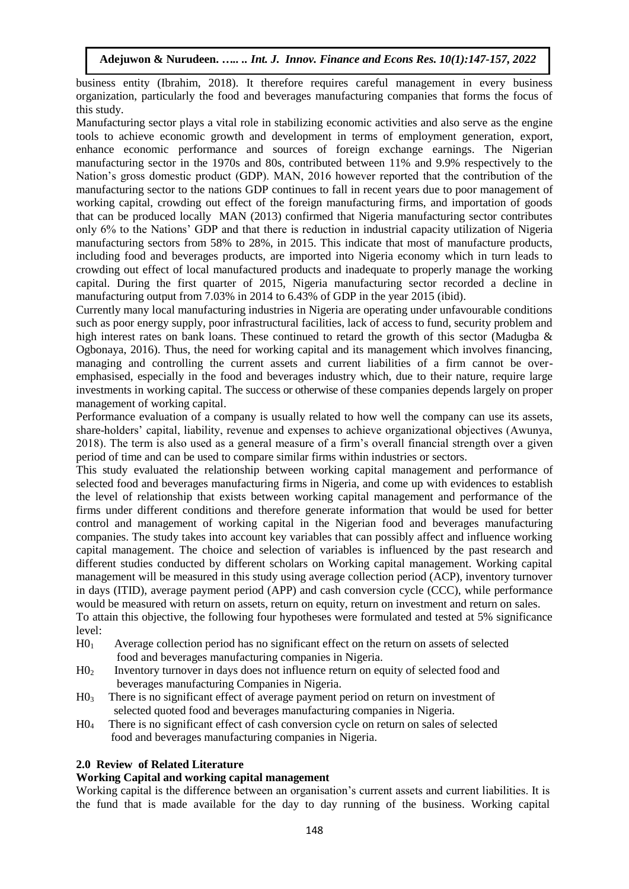business entity (Ibrahim, 2018). It therefore requires careful management in every business organization, particularly the food and beverages manufacturing companies that forms the focus of this study.

Manufacturing sector plays a vital role in stabilizing economic activities and also serve as the engine tools to achieve economic growth and development in terms of employment generation, export, enhance economic performance and sources of foreign exchange earnings. The Nigerian manufacturing sector in the 1970s and 80s, contributed between 11% and 9.9% respectively to the Nation's gross domestic product (GDP). MAN, 2016 however reported that the contribution of the manufacturing sector to the nations GDP continues to fall in recent years due to poor management of working capital, crowding out effect of the foreign manufacturing firms, and importation of goods that can be produced locally MAN (2013) confirmed that Nigeria manufacturing sector contributes only 6% to the Nations' GDP and that there is reduction in industrial capacity utilization of Nigeria manufacturing sectors from 58% to 28%, in 2015. This indicate that most of manufacture products, including food and beverages products, are imported into Nigeria economy which in turn leads to crowding out effect of local manufactured products and inadequate to properly manage the working capital. During the first quarter of 2015, Nigeria manufacturing sector recorded a decline in manufacturing output from 7.03% in 2014 to 6.43% of GDP in the year 2015 (ibid).

Currently many local manufacturing industries in Nigeria are operating under unfavourable conditions such as poor energy supply, poor infrastructural facilities, lack of access to fund, security problem and high interest rates on bank loans. These continued to retard the growth of this sector (Madugba & Ogbonaya, 2016). Thus, the need for working capital and its management which involves financing, managing and controlling the current assets and current liabilities of a firm cannot be over-emphasised, especially in the food and beverages industry which, due to their nature, require large investments in working capital. The success or otherwise of these companies depends largely on proper management of working capital.

Performance evaluation of a company is usually related to how well the company can use its assets, share-holders' capital, liability, revenue and expenses to achieve organizational objectives (Awunya, 2018). The term is also used as a general measure of a firm's overall financial strength over a given period of time and can be used to compare similar firms within industries or sectors.

This study evaluated the relationship between working capital management and performance of selected food and beverages manufacturing firms in Nigeria, and come up with evidences to establish the level of relationship that exists between working capital management and performance of the firms under different conditions and therefore generate information that would be used for better control and management of working capital in the Nigerian food and beverages manufacturing companies. The study takes into account key variables that can possibly affect and influence working capital management. The choice and selection of variables is influenced by the past research and different studies conducted by different scholars on Working capital management. Working capital management will be measured in this study using average collection period (ACP), inventory turnover in days (ITID), average payment period (APP) and cash conversion cycle (CCC), while performance would be measured with return on assets, return on equity, return on investment and return on sales.

To attain this objective, the following four hypotheses were formulated and tested at 5% significance level:

- $H0_1$ Average collection period has no significant effect on the return on assets of selected food and beverages manufacturing companies in Nigeria.
- $H0_2$ Inventory turnover in days does not influence return on equity of selected food and beverages manufacturing Companies in Nigeria.
- $H0_3$ There is no significant effect of average payment period on return on investment of selected quoted food and beverages manufacturing companies in Nigeria.
- $H0_4$ There is no significant effect of cash conversion cycle on return on sales of selected food and beverages manufacturing companies in Nigeria.

## 2.0 Review of Related Literature

### Working Capital and working capital management

Working capital is the difference between an organisation's current assets and current liabilities. It is the fund that is made available for the day to day running of the business. Working capital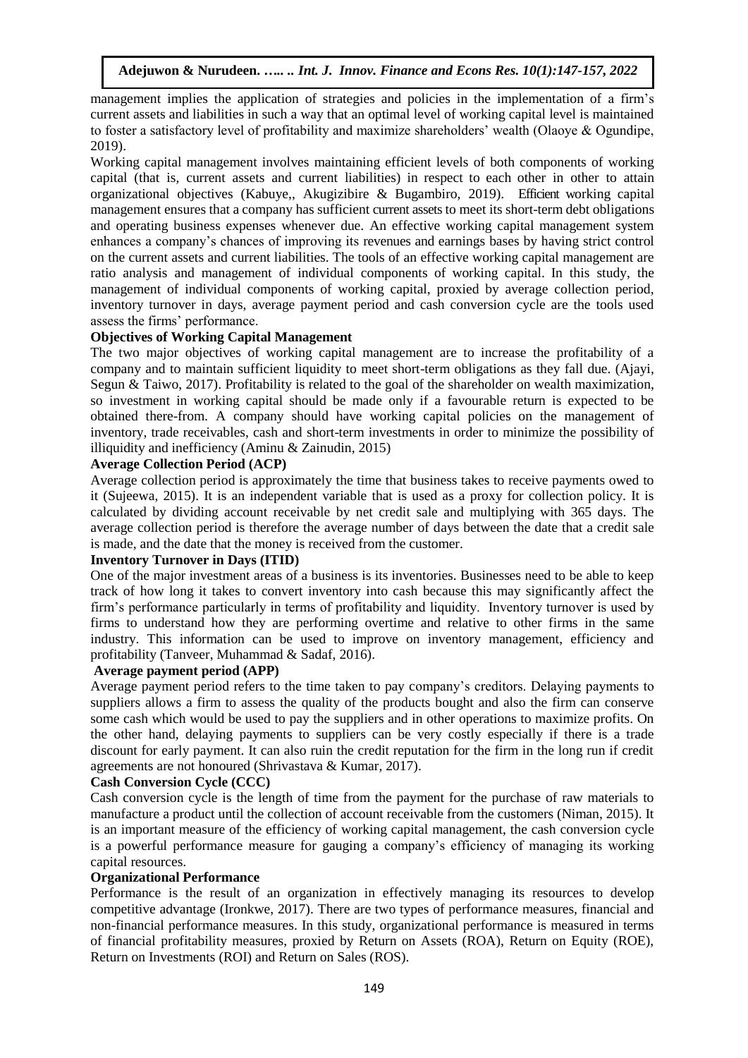management implies the application of strategies and policies in the implementation of a firm's current assets and liabilities in such a way that an optimal level of working capital level is maintained to foster a satisfactory level of profitability and maximize shareholders' wealth (Olaoye & Ogundipe, 2019).

Working capital management involves maintaining efficient levels of both components of working capital (that is, current assets and current liabilities) in respect to each other in other to attain organizational objectives (Kabuye,, Akugizibire & Bugambiro, 2019). Efficient working capital management ensures that a company has sufficient current assets to meet its short-term debt obligations and operating business expenses whenever due. An effective working capital management system enhances a company's chances of improving its revenues and earnings bases by having strict control on the current assets and current liabilities. The tools of an effective working capital management are ratio analysis and management of individual components of working capital. In this study, the management of individual components of working capital, proxied by average collection period, inventory turnover in days, average payment period and cash conversion cycle are the tools used assess the firms' performance.

**Objectives of Working Capital Management**

The two major objectives of working capital management are to increase the profitability of a company and to maintain sufficient liquidity to meet short-term obligations as they fall due. (Ajayi, Segun & Taiwo, 2017). Profitability is related to the goal of the shareholder on wealth maximization, so investment in working capital should be made only if a favourable return is expected to be obtained there-from. A company should have working capital policies on the management of inventory, trade receivables, cash and short-term investments in order to minimize the possibility of illiquidity and inefficiency (Aminu & Zainudin, 2015)

**Average Collection Period (ACP)**

Average collection period is approximately the time that business takes to receive payments owed to it (Sujeewa, 2015). It is an independent variable that is used as a proxy for collection policy. It is calculated by dividing account receivable by net credit sale and multiplying with 365 days. The average collection period is therefore the average number of days between the date that a credit sale is made, and the date that the money is received from the customer.

**Inventory Turnover in Days (ITID)**

One of the major investment areas of a business is its inventories. Businesses need to be able to keep track of how long it takes to convert inventory into cash because this may significantly affect the firm's performance particularly in terms of profitability and liquidity. Inventory turnover is used by firms to understand how they are performing overtime and relative to other firms in the same industry. This information can be used to improve on inventory management, efficiency and profitability (Tanveer, Muhammad & Sadaf, 2016).

**Average payment period (APP)**

Average payment period refers to the time taken to pay company's creditors. Delaying payments to suppliers allows a firm to assess the quality of the products bought and also the firm can conserve some cash which would be used to pay the suppliers and in other operations to maximize profits. On the other hand, delaying payments to suppliers can be very costly especially if there is a trade discount for early payment. It can also ruin the credit reputation for the firm in the long run if credit agreements are not honoured (Shrivastava & Kumar, 2017).

**Cash Conversion Cycle (CCC)**

Cash conversion cycle is the length of time from the payment for the purchase of raw materials to manufacture a product until the collection of account receivable from the customers (Niman, 2015). It is an important measure of the efficiency of working capital management, the cash conversion cycle is a powerful performance measure for gauging a company's efficiency of managing its working capital resources.

**Organizational Performance**

Performance is the result of an organization in effectively managing its resources to develop competitive advantage (Ironkwe, 2017). There are two types of performance measures, financial and non-financial performance measures. In this study, organizational performance is measured in terms of financial profitability measures, proxied by Return on Assets (ROA), Return on Equity (ROE), Return on Investments (ROI) and Return on Sales (ROS).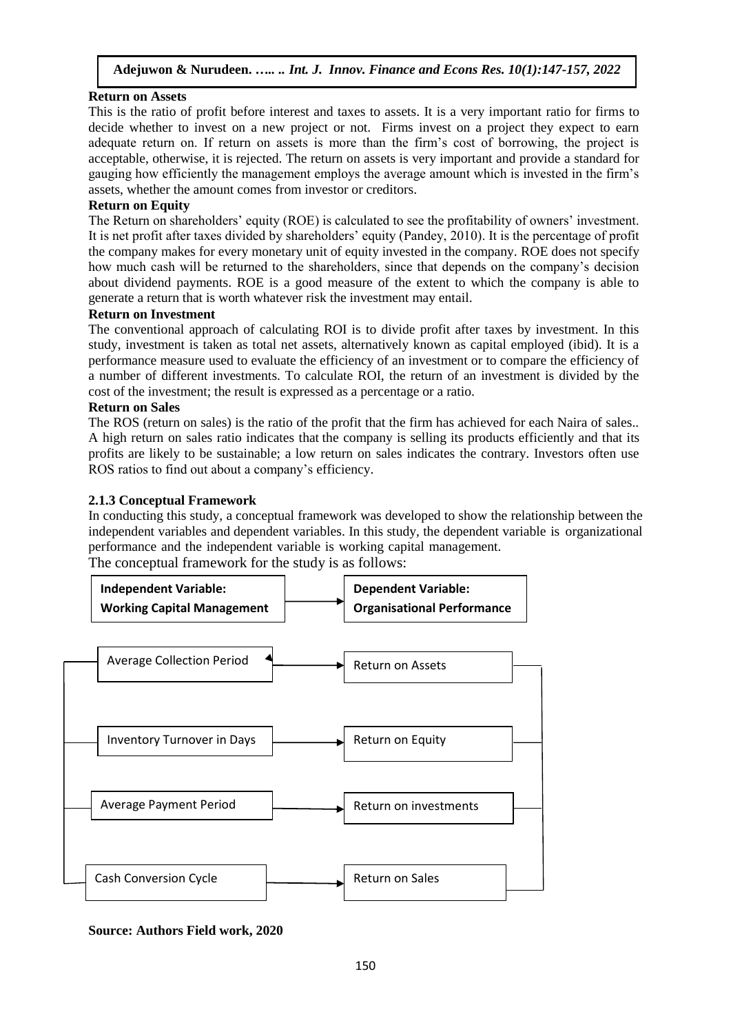**Return on Assets**

This is the ratio of profit before interest and taxes to assets. It is a very important ratio for firms to decide whether to invest on a new project or not. Firms invest on a project they expect to earn adequate return on. If return on assets is more than the firm's cost of borrowing, the project is acceptable, otherwise, it is rejected. The return on assets is very important and provide a standard for gauging how efficiently the management employs the average amount which is invested in the firm's assets, whether the amount comes from investor or creditors.

**Return on Equity**

The Return on shareholders' equity (ROE) is calculated to see the profitability of owners' investment. It is net profit after taxes divided by shareholders' equity (Pandey, 2010). It is the percentage of profit the company makes for every monetary unit of equity invested in the company. ROE does not specify how much cash will be returned to the shareholders, since that depends on the company's decision about dividend payments. ROE is a good measure of the extent to which the company is able to generate a return that is worth whatever risk the investment may entail.

**Return on Investment**

The conventional approach of calculating ROI is to divide profit after taxes by investment. In this study, investment is taken as total net assets, alternatively known as capital employed (ibid). It is a performance measure used to evaluate the efficiency of an investment or to compare the efficiency of a number of different investments. To calculate ROI, the return of an investment is divided by the cost of the investment; the result is expressed as a percentage or a ratio.

**Return on Sales**

The ROS (return on sales) is the ratio of the profit that the firm has achieved for each Naira of sales.. A high return on sales ratio indicates that the company is selling its products efficiently and that its profits are likely to be sustainable; a low return on sales indicates the contrary. Investors often use ROS ratios to find out about a company's efficiency.

### 2.1.3 Conceptual Framework

In conducting this study, a conceptual framework was developed to show the relationship between the independent variables and dependent variables. In this study, the dependent variable is organizational performance and the independent variable is working capital management.

The conceptual framework for the study is as follows:

| Independent Variable: Working Capital Management | → | Dependent Variable: Organisational Performance |
|---|---|---|
| Average Collection Period | → | Return on Assets |
| Inventory Turnover in Days | → | Return on Equity |
| Average Payment Period | → | Return on investments |
| Cash Conversion Cycle | → | Return on Sales |

**Source: Authors Field work, 2020**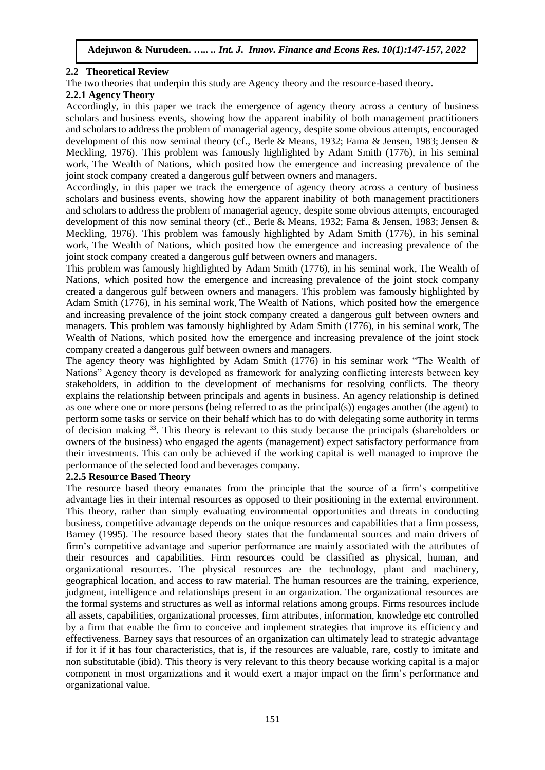### 2.2 Theoretical Review

The two theories that underpin this study are Agency theory and the resource-based theory.

#### 2.2.1 Agency Theory

Accordingly, in this paper we track the emergence of agency theory across a century of business scholars and business events, showing how the apparent inability of both management practitioners and scholars to address the problem of managerial agency, despite some obvious attempts, encouraged development of this now seminal theory (cf., Berle & Means, 1932; Fama & Jensen, 1983; Jensen & Meckling, 1976). This problem was famously highlighted by Adam Smith (1776), in his seminal work, The Wealth of Nations, which posited how the emergence and increasing prevalence of the joint stock company created a dangerous gulf between owners and managers.

Accordingly, in this paper we track the emergence of agency theory across a century of business scholars and business events, showing how the apparent inability of both management practitioners and scholars to address the problem of managerial agency, despite some obvious attempts, encouraged development of this now seminal theory (cf., Berle & Means, 1932; Fama & Jensen, 1983; Jensen & Meckling, 1976). This problem was famously highlighted by Adam Smith (1776), in his seminal work, The Wealth of Nations, which posited how the emergence and increasing prevalence of the joint stock company created a dangerous gulf between owners and managers.

This problem was famously highlighted by Adam Smith (1776), in his seminal work, The Wealth of Nations, which posited how the emergence and increasing prevalence of the joint stock company created a dangerous gulf between owners and managers. This problem was famously highlighted by Adam Smith (1776), in his seminal work, The Wealth of Nations, which posited how the emergence and increasing prevalence of the joint stock company created a dangerous gulf between owners and managers. This problem was famously highlighted by Adam Smith (1776), in his seminal work, The Wealth of Nations, which posited how the emergence and increasing prevalence of the joint stock company created a dangerous gulf between owners and managers.

The agency theory was highlighted by Adam Smith (1776) in his seminar work "The Wealth of Nations" Agency theory is developed as framework for analyzing conflicting interests between key stakeholders, in addition to the development of mechanisms for resolving conflicts. The theory explains the relationship between principals and agents in business. An agency relationship is defined as one where one or more persons (being referred to as the principal(s)) engages another (the agent) to perform some tasks or service on their behalf which has to do with delegating some authority in terms of decision making [33]. This theory is relevant to this study because the principals (shareholders or owners of the business) who engaged the agents (management) expect satisfactory performance from their investments. This can only be achieved if the working capital is well managed to improve the performance of the selected food and beverages company.

#### 2.2.5 Resource Based Theory

The resource based theory emanates from the principle that the source of a firm's competitive advantage lies in their internal resources as opposed to their positioning in the external environment. This theory, rather than simply evaluating environmental opportunities and threats in conducting business, competitive advantage depends on the unique resources and capabilities that a firm possess, Barney (1995). The resource based theory states that the fundamental sources and main drivers of firm's competitive advantage and superior performance are mainly associated with the attributes of their resources and capabilities. Firm resources could be classified as physical, human, and organizational resources. The physical resources are the technology, plant and machinery, geographical location, and access to raw material. The human resources are the training, experience, judgment, intelligence and relationships present in an organization. The organizational resources are the formal systems and structures as well as informal relations among groups. Firms resources include all assets, capabilities, organizational processes, firm attributes, information, knowledge etc controlled by a firm that enable the firm to conceive and implement strategies that improve its efficiency and effectiveness. Barney says that resources of an organization can ultimately lead to strategic advantage if for it if it has four characteristics, that is, if the resources are valuable, rare, costly to imitate and non substitutable (ibid). This theory is very relevant to this theory because working capital is a major component in most organizations and it would exert a major impact on the firm's performance and organizational value.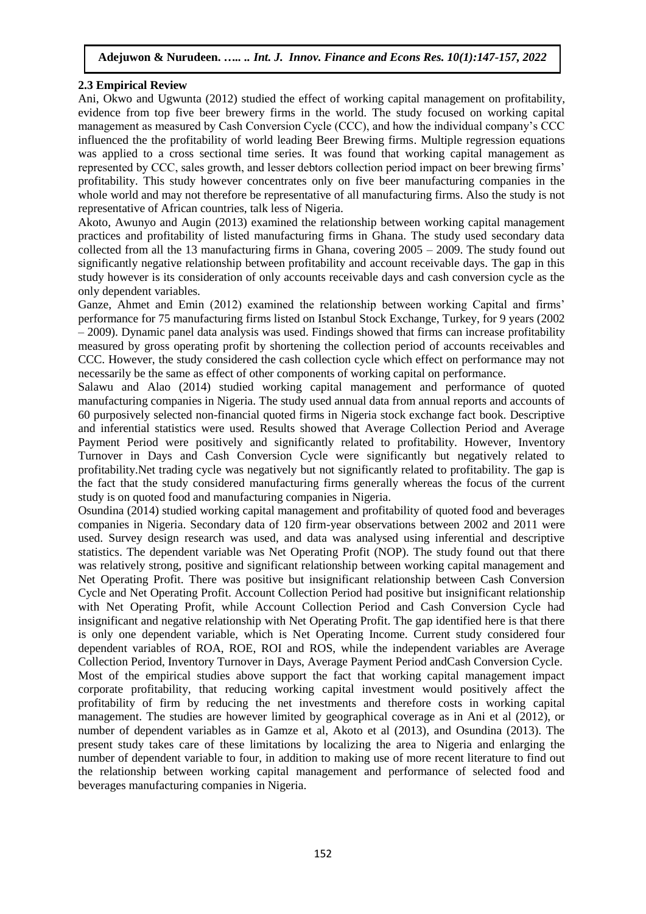### 2.3 Empirical Review

Ani, Okwo and Ugwunta (2012) studied the effect of working capital management on profitability, evidence from top five beer brewery firms in the world. The study focused on working capital management as measured by Cash Conversion Cycle (CCC), and how the individual company's CCC influenced the the profitability of world leading Beer Brewing firms. Multiple regression equations was applied to a cross sectional time series. It was found that working capital management as represented by CCC, sales growth, and lesser debtors collection period impact on beer brewing firms' profitability. This study however concentrates only on five beer manufacturing companies in the whole world and may not therefore be representative of all manufacturing firms. Also the study is not representative of African countries, talk less of Nigeria.

Akoto, Awunyo and Augin (2013) examined the relationship between working capital management practices and profitability of listed manufacturing firms in Ghana. The study used secondary data collected from all the 13 manufacturing firms in Ghana, covering 2005 – 2009. The study found out significantly negative relationship between profitability and account receivable days. The gap in this study however is its consideration of only accounts receivable days and cash conversion cycle as the only dependent variables.

Ganze, Ahmet and Emin (2012) examined the relationship between working Capital and firms' performance for 75 manufacturing firms listed on Istanbul Stock Exchange, Turkey, for 9 years (2002 – 2009). Dynamic panel data analysis was used. Findings showed that firms can increase profitability measured by gross operating profit by shortening the collection period of accounts receivables and CCC. However, the study considered the cash collection cycle which effect on performance may not necessarily be the same as effect of other components of working capital on performance.

Salawu and Alao (2014) studied working capital management and performance of quoted manufacturing companies in Nigeria. The study used annual data from annual reports and accounts of 60 purposively selected non-financial quoted firms in Nigeria stock exchange fact book. Descriptive and inferential statistics were used. Results showed that Average Collection Period and Average Payment Period were positively and significantly related to profitability. However, Inventory Turnover in Days and Cash Conversion Cycle were significantly but negatively related to profitability.Net trading cycle was negatively but not significantly related to profitability. The gap is the fact that the study considered manufacturing firms generally whereas the focus of the current study is on quoted food and manufacturing companies in Nigeria.

Osundina (2014) studied working capital management and profitability of quoted food and beverages companies in Nigeria. Secondary data of 120 firm-year observations between 2002 and 2011 were used. Survey design research was used, and data was analysed using inferential and descriptive statistics. The dependent variable was Net Operating Profit (NOP). The study found out that there was relatively strong, positive and significant relationship between working capital management and Net Operating Profit. There was positive but insignificant relationship between Cash Conversion Cycle and Net Operating Profit. Account Collection Period had positive but insignificant relationship with Net Operating Profit, while Account Collection Period and Cash Conversion Cycle had insignificant and negative relationship with Net Operating Profit. The gap identified here is that there is only one dependent variable, which is Net Operating Income. Current study considered four dependent variables of ROA, ROE, ROI and ROS, while the independent variables are Average Collection Period, Inventory Turnover in Days, Average Payment Period andCash Conversion Cycle.

Most of the empirical studies above support the fact that working capital management impact corporate profitability, that reducing working capital investment would positively affect the profitability of firm by reducing the net investments and therefore costs in working capital management. The studies are however limited by geographical coverage as in Ani et al (2012), or number of dependent variables as in Gamze et al, Akoto et al (2013), and Osundina (2013). The present study takes care of these limitations by localizing the area to Nigeria and enlarging the number of dependent variable to four, in addition to making use of more recent literature to find out the relationship between working capital management and performance of selected food and beverages manufacturing companies in Nigeria.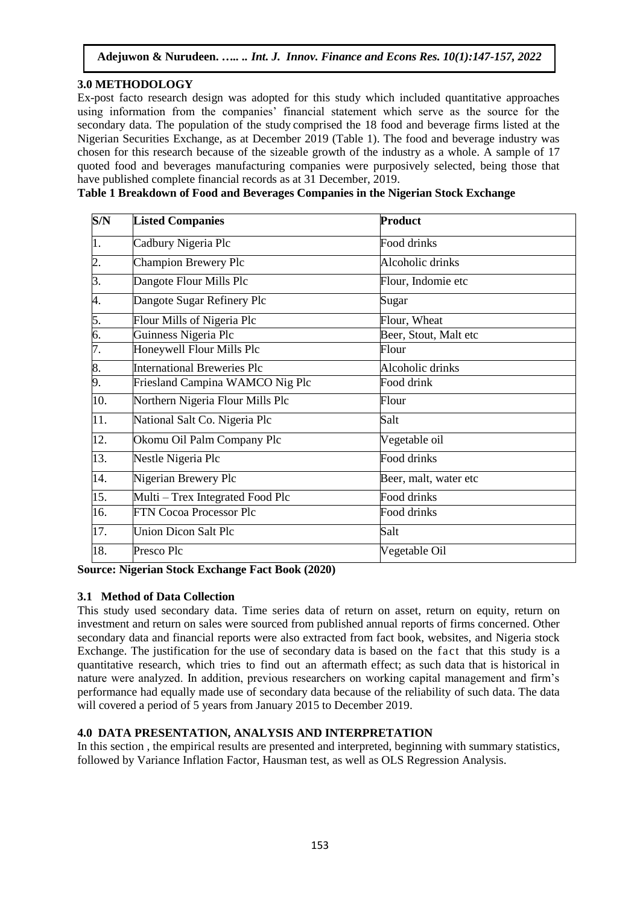## 3.0 METHODOLOGY

Ex-post facto research design was adopted for this study which included quantitative approaches using information from the companies' financial statement which serve as the source for the secondary data. The population of the study comprised the 18 food and beverage firms listed at the Nigerian Securities Exchange, as at December 2019 (Table 1). The food and beverage industry was chosen for this research because of the sizeable growth of the industry as a whole. A sample of 17 quoted food and beverages manufacturing companies were purposively selected, being those that have published complete financial records as at 31 December, 2019.

**Table 1 Breakdown of Food and Beverages Companies in the Nigerian Stock Exchange**

| S/N | Listed Companies | Product |
|---|---|---|
| 1. | Cadbury Nigeria Plc | Food drinks |
| 2. | Champion Brewery Plc | Alcoholic drinks |
| 3. | Dangote Flour Mills Plc | Flour, Indomie etc |
| 4. | Dangote Sugar Refinery Plc | Sugar |
| 5. | Flour Mills of Nigeria Plc | Flour, Wheat |
| 6. | Guinness Nigeria Plc | Beer, Stout, Malt etc |
| 7. | Honeywell Flour Mills Plc | Flour |
| 8. | International Breweries Plc | Alcoholic drinks |
| 9. | Friesland Campina WAMCO Nig Plc | Food drink |
| 10. | Northern Nigeria Flour Mills Plc | Flour |
| 11. | National Salt Co. Nigeria Plc | Salt |
| 12. | Okomu Oil Palm Company Plc | Vegetable oil |
| 13. | Nestle Nigeria Plc | Food drinks |
| 14. | Nigerian Brewery Plc | Beer, malt, water etc |
| 15. | Multi – Trex Integrated Food Plc | Food drinks |
| 16. | FTN Cocoa Processor Plc | Food drinks |
| 17. | Union Dicon Salt Plc | Salt |
| 18. | Presco Plc | Vegetable Oil |

**Source: Nigerian Stock Exchange Fact Book (2020)**

### 3.1 Method of Data Collection

This study used secondary data. Time series data of return on asset, return on equity, return on investment and return on sales were sourced from published annual reports of firms concerned. Other secondary data and financial reports were also extracted from fact book, websites, and Nigeria stock Exchange. The justification for the use of secondary data is based on the fact that this study is a quantitative research, which tries to find out an aftermath effect; as such data that is historical in nature were analyzed. In addition, previous researchers on working capital management and firm's performance had equally made use of secondary data because of the reliability of such data. The data will covered a period of 5 years from January 2015 to December 2019.

## 4.0 DATA PRESENTATION, ANALYSIS AND INTERPRETATION

In this section , the empirical results are presented and interpreted, beginning with summary statistics, followed by Variance Inflation Factor, Hausman test, as well as OLS Regression Analysis.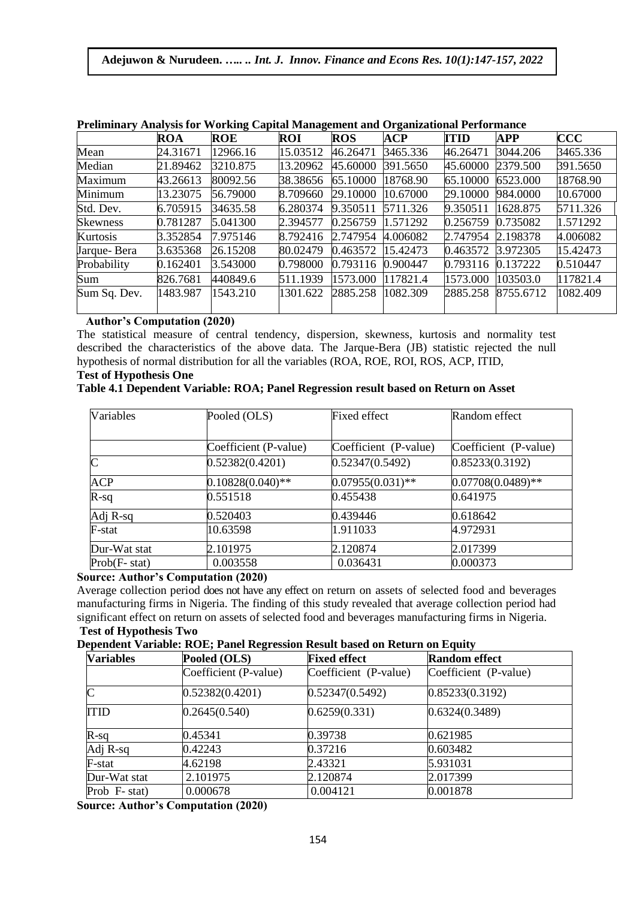**Preliminary Analysis for Working Capital Management and Organizational Performance**

| | ROA | ROE | ROI | ROS | ACP | ITID | APP | CCC |
|---|---|---|---|---|---|---|---|---|
| Mean | 24.31671 | 12966.16 | 15.03512 | 46.26471 | 3465.336 | 46.26471 | 3044.206 | 3465.336 |
| Median | 21.89462 | 3210.875 | 13.20962 | 45.60000 | 391.5650 | 45.60000 | 2379.500 | 391.5650 |
| Maximum | 43.26613 | 80092.56 | 38.38656 | 65.10000 | 18768.90 | 65.10000 | 6523.000 | 18768.90 |
| Minimum | 13.23075 | 56.79000 | 8.709660 | 29.10000 | 10.67000 | 29.10000 | 984.0000 | 10.67000 |
| Std. Dev. | 6.705915 | 34635.58 | 6.280374 | 9.350511 | 5711.326 | 9.350511 | 1628.875 | 5711.326 |
| Skewness | 0.781287 | 5.041300 | 2.394577 | 0.256759 | 1.571292 | 0.256759 | 0.735082 | 1.571292 |
| Kurtosis | 3.352854 | 7.975146 | 8.792416 | 2.747954 | 4.006082 | 2.747954 | 2.198378 | 4.006082 |
| Jarque- Bera | 3.635368 | 26.15208 | 80.02479 | 0.463572 | 15.42473 | 0.463572 | 3.972305 | 15.42473 |
| Probability | 0.162401 | 3.543000 | 0.798000 | 0.793116 | 0.900447 | 0.793116 | 0.137222 | 0.510447 |
| Sum | 826.7681 | 440849.6 | 511.1939 | 1573.000 | 117821.4 | 1573.000 | 103503.0 | 117821.4 |
| Sum Sq. Dev. | 1483.987 | 1543.210 | 1301.622 | 2885.258 | 1082.309 | 2885.258 | 8755.6712 | 1082.409 |

**Author's Computation (2020)**

The statistical measure of central tendency, dispersion, skewness, kurtosis and normality test described the characteristics of the above data. The Jarque-Bera (JB) statistic rejected the null hypothesis of normal distribution for all the variables (ROA, ROE, ROI, ROS, ACP, ITID,

**Test of Hypothesis One**

**Table 4.1 Dependent Variable: ROA; Panel Regression result based on Return on Asset**

| Variables | Pooled (OLS) | Fixed effect | Random effect |
|---|---|---|---|
| | Coefficient (P-value) | Coefficient (P-value) | Coefficient (P-value) |
| C | 0.52382(0.4201) | 0.52347(0.5492) | 0.85233(0.3192) |
| ACP | 0.10828(0.040)** | 0.07955(0.031)** | 0.07708(0.0489)** |
| R-sq | 0.551518 | 0.455438 | 0.641975 |
| Adj R-sq | 0.520403 | 0.439446 | 0.618642 |
| F-stat | 10.63598 | 1.911033 | 4.972931 |
| Dur-Wat stat | 2.101975 | 2.120874 | 2.017399 |
| Prob(F- stat) | 0.003558 | 0.036431 | 0.000373 |

**Source: Author's Computation (2020)**

Average collection period does not have any effect on return on assets of selected food and beverages manufacturing firms in Nigeria. The finding of this study revealed that average collection period had significant effect on return on assets of selected food and beverages manufacturing firms in Nigeria.

**Test of Hypothesis Two**

**Dependent Variable: ROE; Panel Regression Result based on Return on Equity**

| Variables | Pooled (OLS) | Fixed effect | Random effect |
|---|---|---|---|
| | Coefficient (P-value) | Coefficient (P-value) | Coefficient (P-value) |
| C | 0.52382(0.4201) | 0.52347(0.5492) | 0.85233(0.3192) |
| ITID | 0.2645(0.540) | 0.6259(0.331) | 0.6324(0.3489) |
| R-sq | 0.45341 | 0.39738 | 0.621985 |
| Adj R-sq | 0.42243 | 0.37216 | 0.603482 |
| F-stat | 4.62198 | 2.43321 | 5.931031 |
| Dur-Wat stat | 2.101975 | 2.120874 | 2.017399 |
| Prob F- stat) | 0.000678 | 0.004121 | 0.001878 |

**Source: Author's Computation (2020)**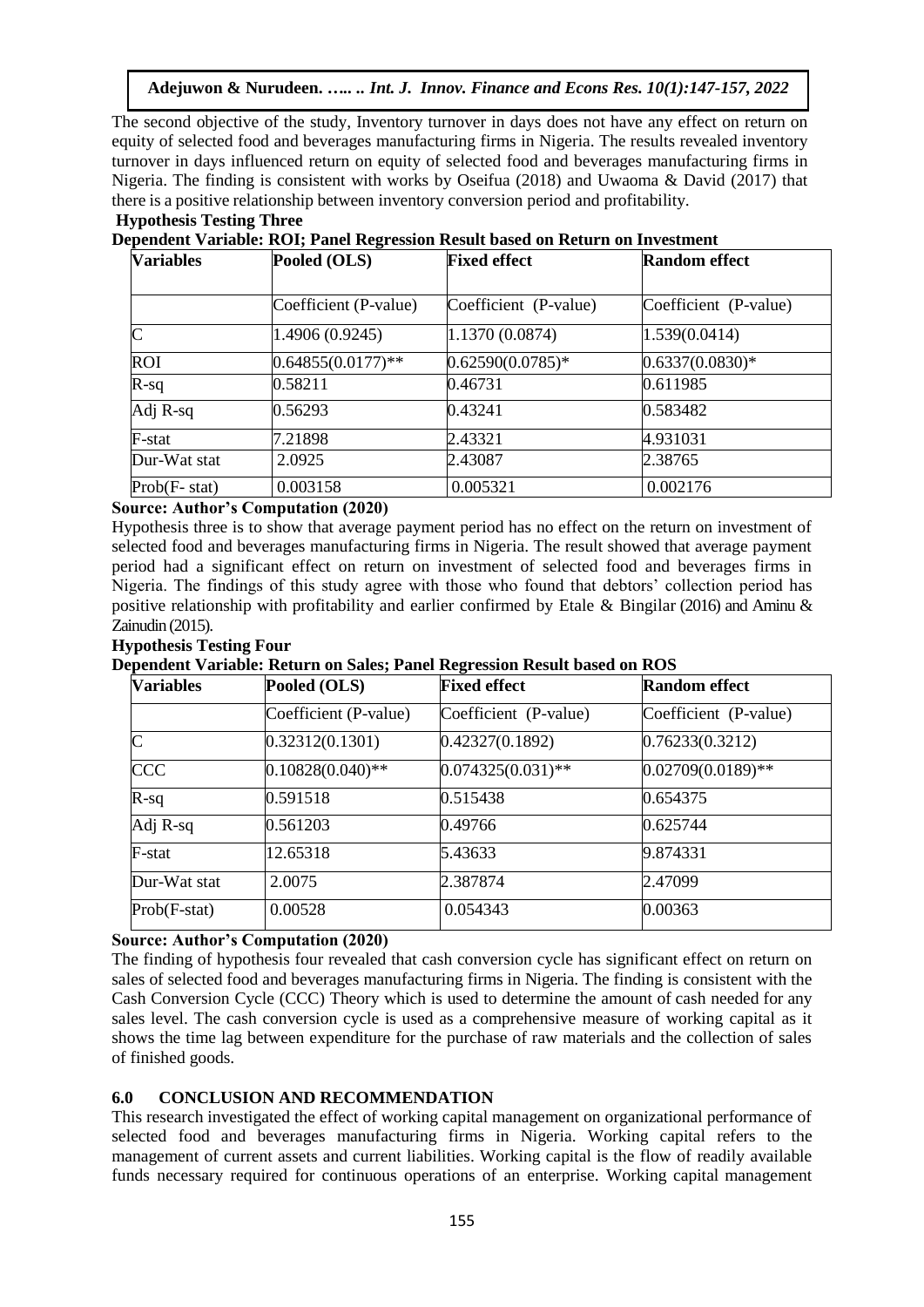The second objective of the study, Inventory turnover in days does not have any effect on return on equity of selected food and beverages manufacturing firms in Nigeria. The results revealed inventory turnover in days influenced return on equity of selected food and beverages manufacturing firms in Nigeria. The finding is consistent with works by Oseifua (2018) and Uwaoma & David (2017) that there is a positive relationship between inventory conversion period and profitability.

**Hypothesis Testing Three**

**Dependent Variable: ROI; Panel Regression Result based on Return on Investment**

| **Variables** | **Pooled (OLS)** | **Fixed effect** | **Random effect** |
|---|---|---|---|
| | Coefficient (P-value) | Coefficient (P-value) | Coefficient (P-value) |
| C | 1.4906 (0.9245) | 1.1370 (0.0874) | 1.539(0.0414) |
| ROI | 0.64855(0.0177)** | 0.62590(0.0785)* | 0.6337(0.0830)* |
| R-sq | 0.58211 | 0.46731 | 0.611985 |
| Adj R-sq | 0.56293 | 0.43241 | 0.583482 |
| F-stat | 7.21898 | 2.43321 | 4.931031 |
| Dur-Wat stat | 2.0925 | 2.43087 | 2.38765 |
| Prob(F- stat) | 0.003158 | 0.005321 | 0.002176 |

**Source: Author's Computation (2020)**

Hypothesis three is to show that average payment period has no effect on the return on investment of selected food and beverages manufacturing firms in Nigeria. The result showed that average payment period had a significant effect on return on investment of selected food and beverages firms in Nigeria. The findings of this study agree with those who found that debtors' collection period has positive relationship with profitability and earlier confirmed by Etale & Bingilar (2016) and Aminu & Zainudin (2015).

**Hypothesis Testing Four**

**Dependent Variable: Return on Sales; Panel Regression Result based on ROS**

| **Variables** | **Pooled (OLS)** | **Fixed effect** | **Random effect** |
|---|---|---|---|
| | Coefficient (P-value) | Coefficient (P-value) | Coefficient (P-value) |
| C | 0.32312(0.1301) | 0.42327(0.1892) | 0.76233(0.3212) |
| CCC | 0.10828(0.040)** | 0.074325(0.031)** | 0.02709(0.0189)** |
| R-sq | 0.591518 | 0.515438 | 0.654375 |
| Adj R-sq | 0.561203 | 0.49766 | 0.625744 |
| F-stat | 12.65318 | 5.43633 | 9.874331 |
| Dur-Wat stat | 2.0075 | 2.387874 | 2.47099 |
| Prob(F-stat) | 0.00528 | 0.054343 | 0.00363 |

**Source: Author's Computation (2020)**

The finding of hypothesis four revealed that cash conversion cycle has significant effect on return on sales of selected food and beverages manufacturing firms in Nigeria. The finding is consistent with the Cash Conversion Cycle (CCC) Theory which is used to determine the amount of cash needed for any sales level. The cash conversion cycle is used as a comprehensive measure of working capital as it shows the time lag between expenditure for the purchase of raw materials and the collection of sales of finished goods.

## 6.0 CONCLUSION AND RECOMMENDATION

This research investigated the effect of working capital management on organizational performance of selected food and beverages manufacturing firms in Nigeria. Working capital refers to the management of current assets and current liabilities. Working capital is the flow of readily available funds necessary required for continuous operations of an enterprise. Working capital management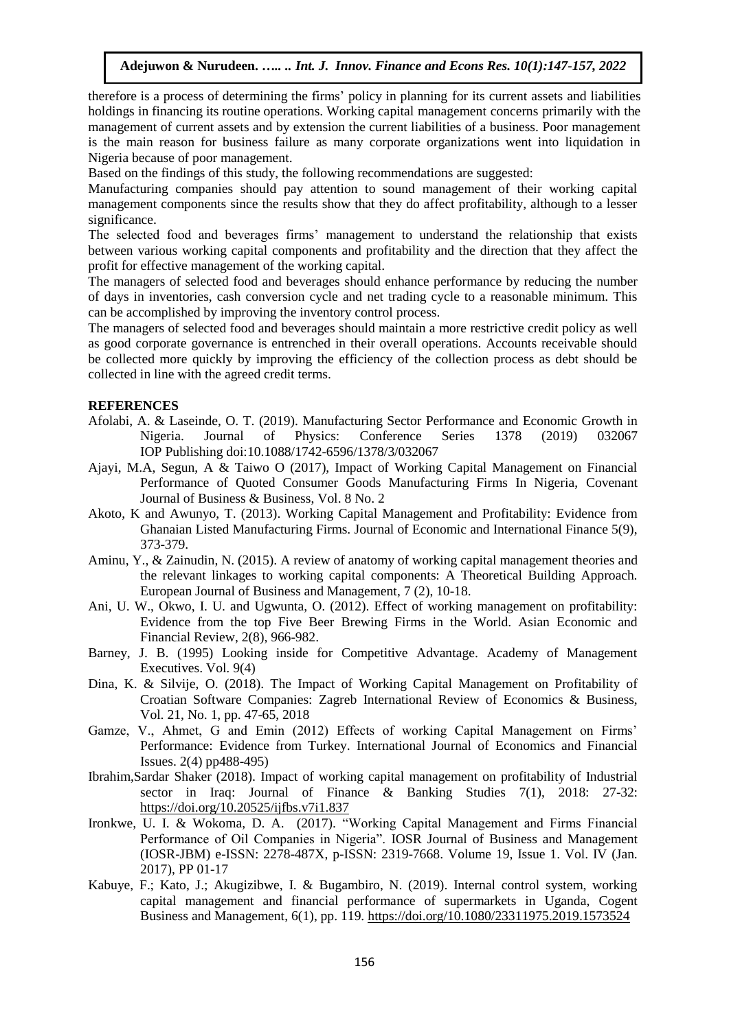therefore is a process of determining the firms' policy in planning for its current assets and liabilities holdings in financing its routine operations. Working capital management concerns primarily with the management of current assets and by extension the current liabilities of a business. Poor management is the main reason for business failure as many corporate organizations went into liquidation in Nigeria because of poor management.

Based on the findings of this study, the following recommendations are suggested:

Manufacturing companies should pay attention to sound management of their working capital management components since the results show that they do affect profitability, although to a lesser significance.

The selected food and beverages firms' management to understand the relationship that exists between various working capital components and profitability and the direction that they affect the profit for effective management of the working capital.

The managers of selected food and beverages should enhance performance by reducing the number of days in inventories, cash conversion cycle and net trading cycle to a reasonable minimum. This can be accomplished by improving the inventory control process.

The managers of selected food and beverages should maintain a more restrictive credit policy as well as good corporate governance is entrenched in their overall operations. Accounts receivable should be collected more quickly by improving the efficiency of the collection process as debt should be collected in line with the agreed credit terms.

## REFERENCES

Afolabi, A. & Laseinde, O. T. (2019). Manufacturing Sector Performance and Economic Growth in Nigeria. Journal of Physics: Conference Series 1378 (2019) 032067 IOP Publishing doi:10.1088/1742-6596/1378/3/032067

Ajayi, M.A, Segun, A & Taiwo O (2017), Impact of Working Capital Management on Financial Performance of Quoted Consumer Goods Manufacturing Firms In Nigeria, Covenant Journal of Business & Business, Vol. 8 No. 2

Akoto, K and Awunyo, T. (2013). Working Capital Management and Profitability: Evidence from Ghanaian Listed Manufacturing Firms. Journal of Economic and International Finance 5(9), 373-379.

Aminu, Y., & Zainudin, N. (2015). A review of anatomy of working capital management theories and the relevant linkages to working capital components: A Theoretical Building Approach. European Journal of Business and Management, 7 (2), 10-18.

Ani, U. W., Okwo, I. U. and Ugwunta, O. (2012). Effect of working management on profitability: Evidence from the top Five Beer Brewing Firms in the World. Asian Economic and Financial Review, 2(8), 966-982.

Barney, J. B. (1995) Looking inside for Competitive Advantage. Academy of Management Executives. Vol. 9(4)

Dina, K. & Silvije, O. (2018). The Impact of Working Capital Management on Profitability of Croatian Software Companies: Zagreb International Review of Economics & Business, Vol. 21, No. 1, pp. 47-65, 2018

Gamze, V., Ahmet, G and Emin (2012) Effects of working Capital Management on Firms' Performance: Evidence from Turkey. International Journal of Economics and Financial Issues. 2(4) pp488-495)

Ibrahim,Sardar Shaker (2018). Impact of working capital management on profitability of Industrial sector in Iraq: Journal of Finance & Banking Studies 7(1), 2018: 27-32: https://doi.org/10.20525/ijfbs.v7i1.837

Ironkwe, U. I. & Wokoma, D. A. (2017). "Working Capital Management and Firms Financial Performance of Oil Companies in Nigeria". IOSR Journal of Business and Management (IOSR-JBM) e-ISSN: 2278-487X, p-ISSN: 2319-7668. Volume 19, Issue 1. Vol. IV (Jan. 2017), PP 01-17

Kabuye, F.; Kato, J.; Akugizibwe, I. & Bugambiro, N. (2019). Internal control system, working capital management and financial performance of supermarkets in Uganda, Cogent Business and Management, 6(1), pp. 119. https://doi.org/10.1080/23311975.2019.1573524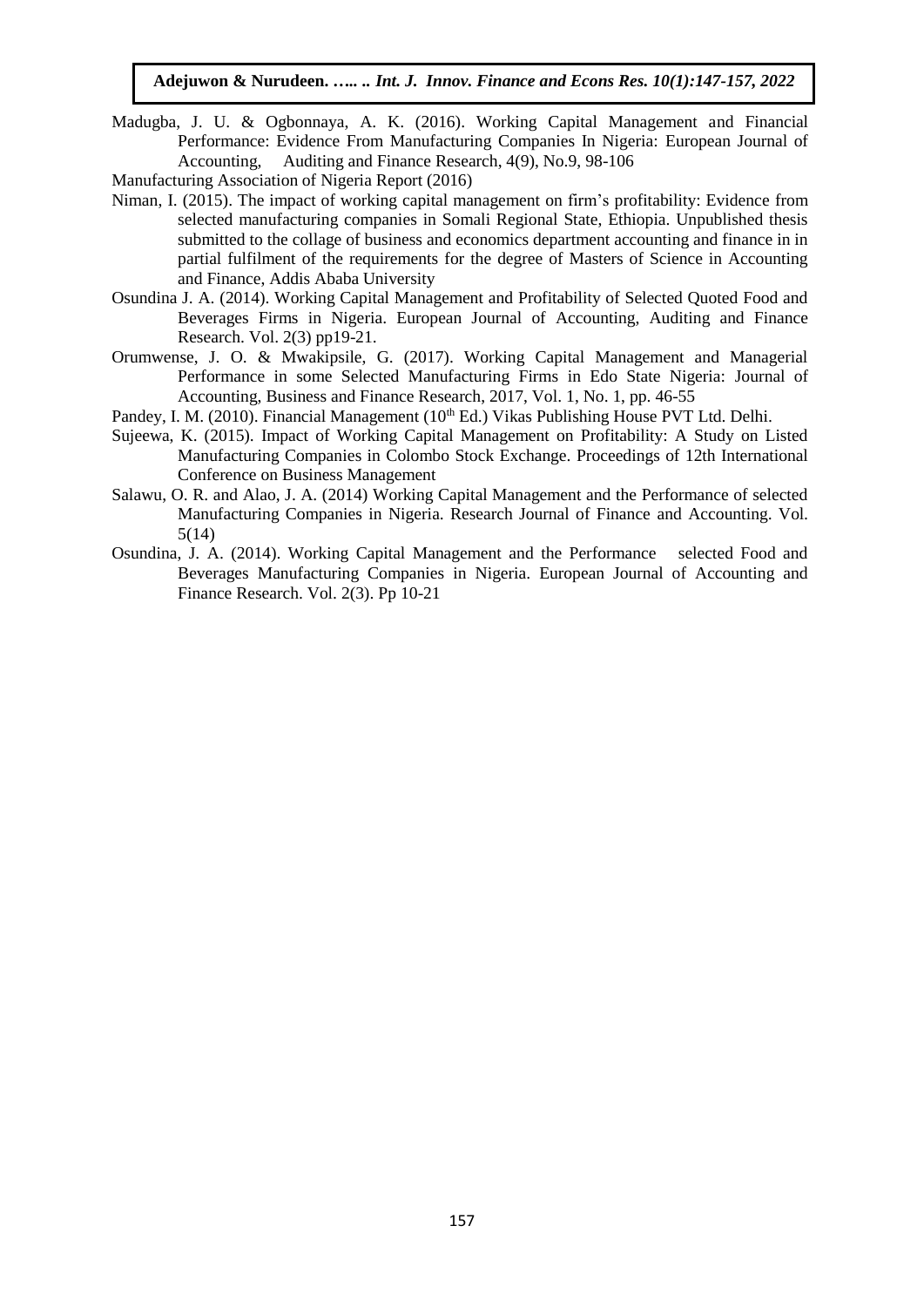Madugba, J. U. & Ogbonnaya, A. K. (2016). Working Capital Management and Financial Performance: Evidence From Manufacturing Companies In Nigeria: European Journal of Accounting, Auditing and Finance Research, 4(9), No.9, 98-106

Manufacturing Association of Nigeria Report (2016)

Niman, I. (2015). The impact of working capital management on firm's profitability: Evidence from selected manufacturing companies in Somali Regional State, Ethiopia. Unpublished thesis submitted to the collage of business and economics department accounting and finance in in partial fulfilment of the requirements for the degree of Masters of Science in Accounting and Finance, Addis Ababa University

Osundina J. A. (2014). Working Capital Management and Profitability of Selected Quoted Food and Beverages Firms in Nigeria. European Journal of Accounting, Auditing and Finance Research. Vol. 2(3) pp19-21.

Orumwense, J. O. & Mwakipsile, G. (2017). Working Capital Management and Managerial Performance in some Selected Manufacturing Firms in Edo State Nigeria: Journal of Accounting, Business and Finance Research, 2017, Vol. 1, No. 1, pp. 46-55

Pandey, I. M. (2010). Financial Management (10th Ed.) Vikas Publishing House PVT Ltd. Delhi.

Sujeewa, K. (2015). Impact of Working Capital Management on Profitability: A Study on Listed Manufacturing Companies in Colombo Stock Exchange. Proceedings of 12th International Conference on Business Management

Salawu, O. R. and Alao, J. A. (2014) Working Capital Management and the Performance of selected Manufacturing Companies in Nigeria. Research Journal of Finance and Accounting. Vol. 5(14)

Osundina, J. A. (2014). Working Capital Management and the Performance selected Food and Beverages Manufacturing Companies in Nigeria. European Journal of Accounting and Finance Research. Vol. 2(3). Pp 10-21